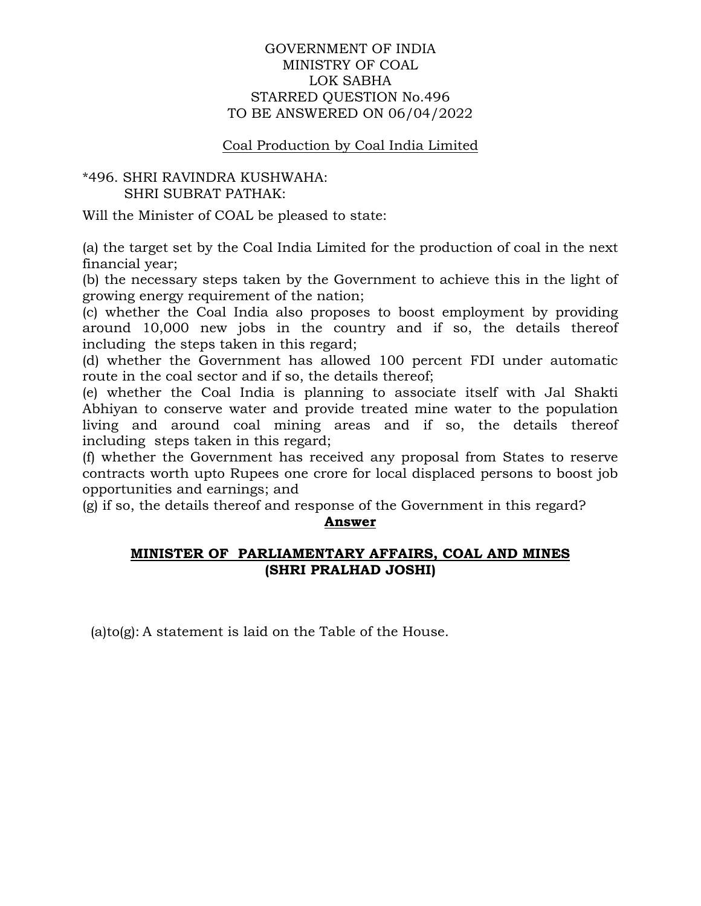GOVERNMENT OF INDIA
MINISTRY OF COAL
LOK SABHA
STARRED QUESTION No.496
TO BE ANSWERED ON 06/04/2022

Coal Production by Coal India Limited

*496. SHRI RAVINDRA KUSHWAHA:
SHRI SUBRAT PATHAK:

Will the Minister of COAL be pleased to state:

(a) the target set by the Coal India Limited for the production of coal in the next financial year;
(b) the necessary steps taken by the Government to achieve this in the light of growing energy requirement of the nation;
(c) whether the Coal India also proposes to boost employment by providing around 10,000 new jobs in the country and if so, the details thereof including the steps taken in this regard;
(d) whether the Government has allowed 100 percent FDI under automatic route in the coal sector and if so, the details thereof;
(e) whether the Coal India is planning to associate itself with Jal Shakti Abhiyan to conserve water and provide treated mine water to the population living and around coal mining areas and if so, the details thereof including steps taken in this regard;
(f) whether the Government has received any proposal from States to reserve contracts worth upto Rupees one crore for local displaced persons to boost job opportunities and earnings; and
(g) if so, the details thereof and response of the Government in this regard?

**Answer**

**MINISTER OF PARLIAMENTARY AFFAIRS, COAL AND MINES**
**(SHRI PRALHAD JOSHI)**

(a)to(g): A statement is laid on the Table of the House.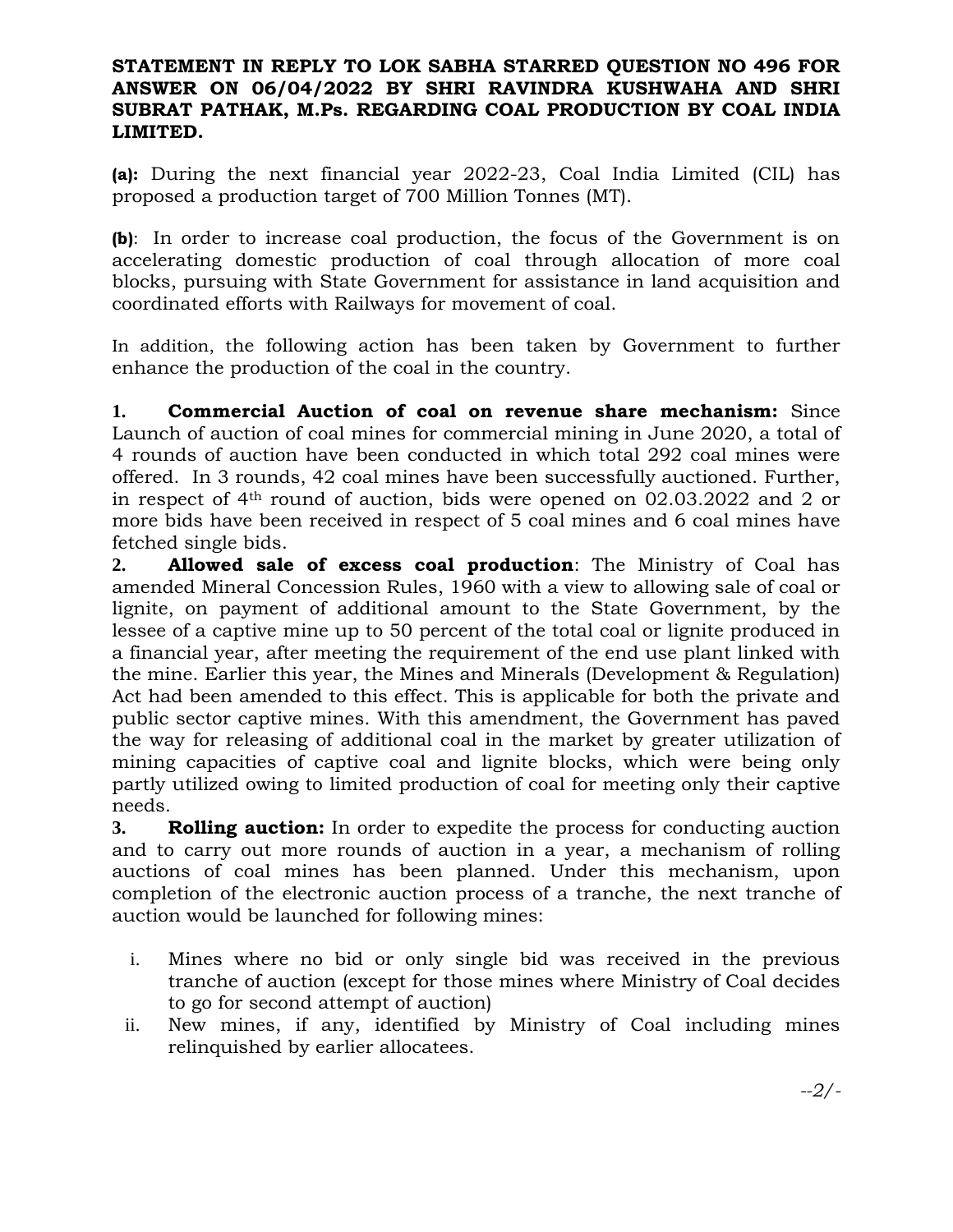**STATEMENT IN REPLY TO LOK SABHA STARRED QUESTION NO 496 FOR ANSWER ON 06/04/2022 BY SHRI RAVINDRA KUSHWAHA AND SHRI SUBRAT PATHAK, M.Ps. REGARDING COAL PRODUCTION BY COAL INDIA LIMITED.**

**(a):** During the next financial year 2022-23, Coal India Limited (CIL) has proposed a production target of 700 Million Tonnes (MT).

**(b)**: In order to increase coal production, the focus of the Government is on accelerating domestic production of coal through allocation of more coal blocks, pursuing with State Government for assistance in land acquisition and coordinated efforts with Railways for movement of coal.

In addition, the following action has been taken by Government to further enhance the production of the coal in the country.

**1. Commercial Auction of coal on revenue share mechanism:** Since Launch of auction of coal mines for commercial mining in June 2020, a total of 4 rounds of auction have been conducted in which total 292 coal mines were offered. In 3 rounds, 42 coal mines have been successfully auctioned. Further, in respect of 4th round of auction, bids were opened on 02.03.2022 and 2 or more bids have been received in respect of 5 coal mines and 6 coal mines have fetched single bids.

**2. Allowed sale of excess coal production**: The Ministry of Coal has amended Mineral Concession Rules, 1960 with a view to allowing sale of coal or lignite, on payment of additional amount to the State Government, by the lessee of a captive mine up to 50 percent of the total coal or lignite produced in a financial year, after meeting the requirement of the end use plant linked with the mine. Earlier this year, the Mines and Minerals (Development & Regulation) Act had been amended to this effect. This is applicable for both the private and public sector captive mines. With this amendment, the Government has paved the way for releasing of additional coal in the market by greater utilization of mining capacities of captive coal and lignite blocks, which were being only partly utilized owing to limited production of coal for meeting only their captive needs.

**3. Rolling auction:** In order to expedite the process for conducting auction and to carry out more rounds of auction in a year, a mechanism of rolling auctions of coal mines has been planned. Under this mechanism, upon completion of the electronic auction process of a tranche, the next tranche of auction would be launched for following mines:

i. Mines where no bid or only single bid was received in the previous tranche of auction (except for those mines where Ministry of Coal decides to go for second attempt of auction)

ii. New mines, if any, identified by Ministry of Coal including mines relinquished by earlier allocatees.

*--2/-*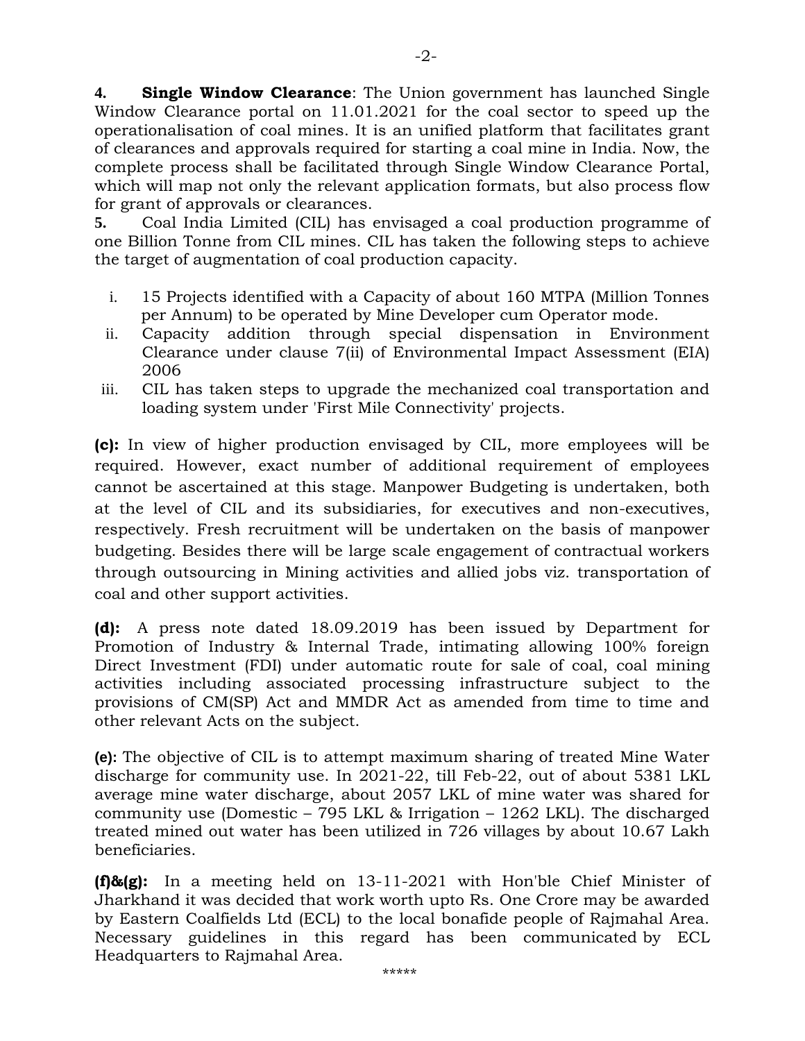**4. Single Window Clearance**: The Union government has launched Single Window Clearance portal on 11.01.2021 for the coal sector to speed up the operationalisation of coal mines. It is an unified platform that facilitates grant of clearances and approvals required for starting a coal mine in India. Now, the complete process shall be facilitated through Single Window Clearance Portal, which will map not only the relevant application formats, but also process flow for grant of approvals or clearances.

**5.** Coal India Limited (CIL) has envisaged a coal production programme of one Billion Tonne from CIL mines. CIL has taken the following steps to achieve the target of augmentation of coal production capacity.

i. 15 Projects identified with a Capacity of about 160 MTPA (Million Tonnes per Annum) to be operated by Mine Developer cum Operator mode.
ii. Capacity addition through special dispensation in Environment Clearance under clause 7(ii) of Environmental Impact Assessment (EIA) 2006
iii. CIL has taken steps to upgrade the mechanized coal transportation and loading system under 'First Mile Connectivity' projects.

**(c):** In view of higher production envisaged by CIL, more employees will be required. However, exact number of additional requirement of employees cannot be ascertained at this stage. Manpower Budgeting is undertaken, both at the level of CIL and its subsidiaries, for executives and non-executives, respectively. Fresh recruitment will be undertaken on the basis of manpower budgeting. Besides there will be large scale engagement of contractual workers through outsourcing in Mining activities and allied jobs viz. transportation of coal and other support activities.

**(d):** A press note dated 18.09.2019 has been issued by Department for Promotion of Industry & Internal Trade, intimating allowing 100% foreign Direct Investment (FDI) under automatic route for sale of coal, coal mining activities including associated processing infrastructure subject to the provisions of CM(SP) Act and MMDR Act as amended from time to time and other relevant Acts on the subject.

**(e):** The objective of CIL is to attempt maximum sharing of treated Mine Water discharge for community use. In 2021-22, till Feb-22, out of about 5381 LKL average mine water discharge, about 2057 LKL of mine water was shared for community use (Domestic – 795 LKL & Irrigation – 1262 LKL). The discharged treated mined out water has been utilized in 726 villages by about 10.67 Lakh beneficiaries.

**(f)&(g):** In a meeting held on 13-11-2021 with Hon'ble Chief Minister of Jharkhand it was decided that work worth upto Rs. One Crore may be awarded by Eastern Coalfields Ltd (ECL) to the local bonafide people of Rajmahal Area. Necessary guidelines in this regard has been communicated by ECL Headquarters to Rajmahal Area.

*****